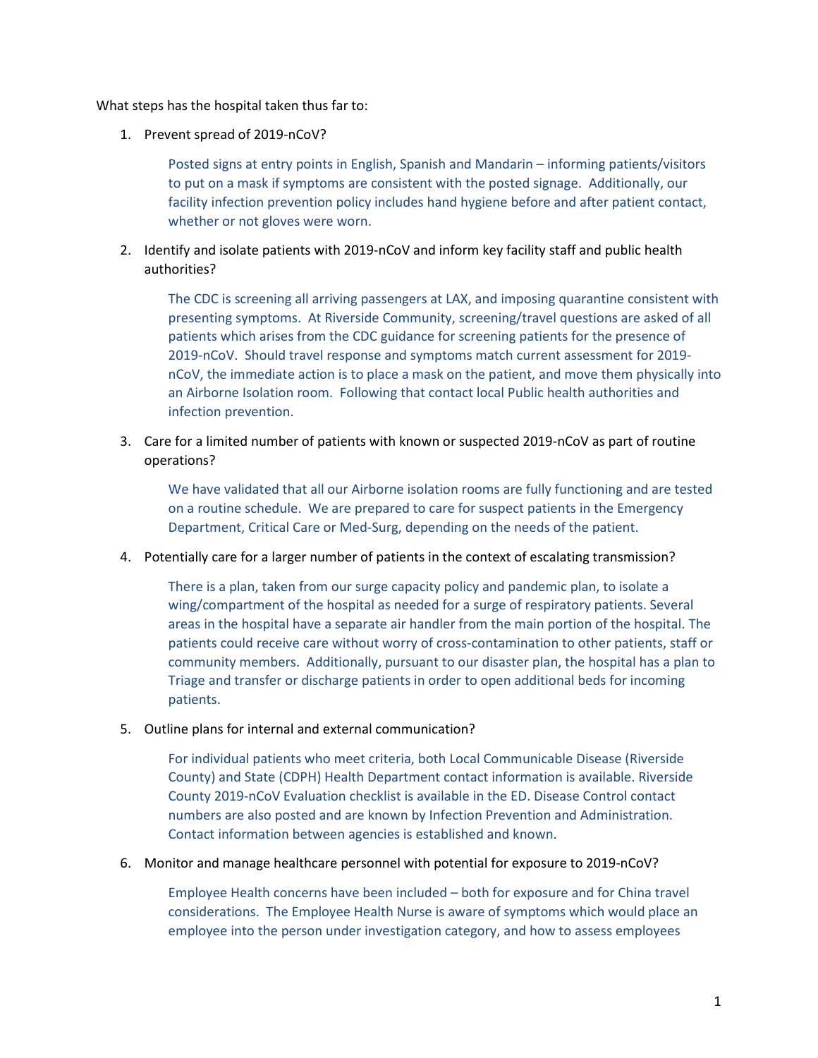What steps has the hospital taken thus far to:

1. Prevent spread of 2019-nCoV?

   Posted signs at entry points in English, Spanish and Mandarin – informing patients/visitors to put on a mask if symptoms are consistent with the posted signage. Additionally, our facility infection prevention policy includes hand hygiene before and after patient contact, whether or not gloves were worn.

2. Identify and isolate patients with 2019-nCoV and inform key facility staff and public health authorities?

   The CDC is screening all arriving passengers at LAX, and imposing quarantine consistent with presenting symptoms. At Riverside Community, screening/travel questions are asked of all patients which arises from the CDC guidance for screening patients for the presence of 2019-nCoV. Should travel response and symptoms match current assessment for 2019-nCoV, the immediate action is to place a mask on the patient, and move them physically into an Airborne Isolation room. Following that contact local Public health authorities and infection prevention.

3. Care for a limited number of patients with known or suspected 2019-nCoV as part of routine operations?

   We have validated that all our Airborne isolation rooms are fully functioning and are tested on a routine schedule. We are prepared to care for suspect patients in the Emergency Department, Critical Care or Med-Surg, depending on the needs of the patient.

4. Potentially care for a larger number of patients in the context of escalating transmission?

   There is a plan, taken from our surge capacity policy and pandemic plan, to isolate a wing/compartment of the hospital as needed for a surge of respiratory patients. Several areas in the hospital have a separate air handler from the main portion of the hospital. The patients could receive care without worry of cross-contamination to other patients, staff or community members. Additionally, pursuant to our disaster plan, the hospital has a plan to Triage and transfer or discharge patients in order to open additional beds for incoming patients.

5. Outline plans for internal and external communication?

   For individual patients who meet criteria, both Local Communicable Disease (Riverside County) and State (CDPH) Health Department contact information is available. Riverside County 2019-nCoV Evaluation checklist is available in the ED. Disease Control contact numbers are also posted and are known by Infection Prevention and Administration. Contact information between agencies is established and known.

6. Monitor and manage healthcare personnel with potential for exposure to 2019-nCoV?

   Employee Health concerns have been included – both for exposure and for China travel considerations. The Employee Health Nurse is aware of symptoms which would place an employee into the person under investigation category, and how to assess employees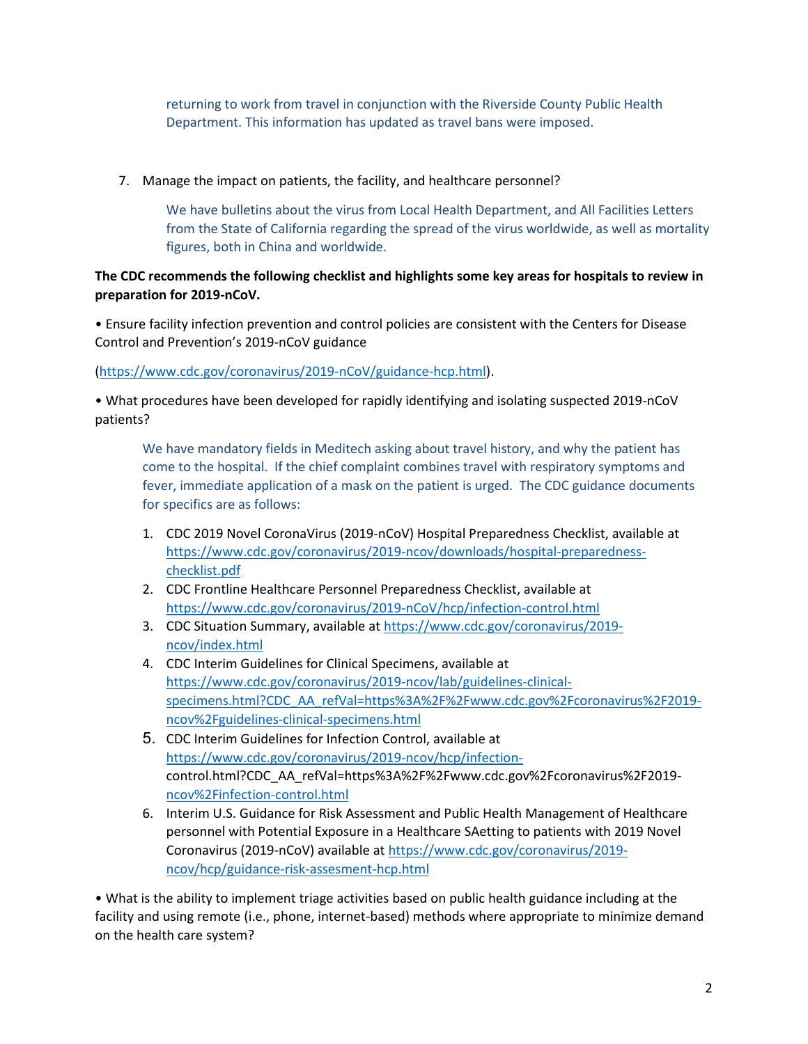returning to work from travel in conjunction with the Riverside County Public Health Department. This information has updated as travel bans were imposed.

7. Manage the impact on patients, the facility, and healthcare personnel?

   We have bulletins about the virus from Local Health Department, and All Facilities Letters from the State of California regarding the spread of the virus worldwide, as well as mortality figures, both in China and worldwide.

**The CDC recommends the following checklist and highlights some key areas for hospitals to review in preparation for 2019-nCoV.**

• Ensure facility infection prevention and control policies are consistent with the Centers for Disease Control and Prevention's 2019-nCoV guidance

(https://www.cdc.gov/coronavirus/2019-nCoV/guidance-hcp.html).

• What procedures have been developed for rapidly identifying and isolating suspected 2019-nCoV patients?

We have mandatory fields in Meditech asking about travel history, and why the patient has come to the hospital. If the chief complaint combines travel with respiratory symptoms and fever, immediate application of a mask on the patient is urged. The CDC guidance documents for specifics are as follows:

1. CDC 2019 Novel CoronaVirus (2019-nCoV) Hospital Preparedness Checklist, available at https://www.cdc.gov/coronavirus/2019-ncov/downloads/hospital-preparedness-checklist.pdf
2. CDC Frontline Healthcare Personnel Preparedness Checklist, available at https://www.cdc.gov/coronavirus/2019-nCoV/hcp/infection-control.html
3. CDC Situation Summary, available at https://www.cdc.gov/coronavirus/2019-ncov/index.html
4. CDC Interim Guidelines for Clinical Specimens, available at https://www.cdc.gov/coronavirus/2019-ncov/lab/guidelines-clinical-specimens.html?CDC_AA_refVal=https%3A%2F%2Fwww.cdc.gov%2Fcoronavirus%2F2019-ncov%2Fguidelines-clinical-specimens.html
5. CDC Interim Guidelines for Infection Control, available at https://www.cdc.gov/coronavirus/2019-ncov/hcp/infection-control.html?CDC_AA_refVal=https%3A%2F%2Fwww.cdc.gov%2Fcoronavirus%2F2019-ncov%2Finfection-control.html
6. Interim U.S. Guidance for Risk Assessment and Public Health Management of Healthcare personnel with Potential Exposure in a Healthcare SAetting to patients with 2019 Novel Coronavirus (2019-nCoV) available at https://www.cdc.gov/coronavirus/2019-ncov/hcp/guidance-risk-assesment-hcp.html

• What is the ability to implement triage activities based on public health guidance including at the facility and using remote (i.e., phone, internet-based) methods where appropriate to minimize demand on the health care system?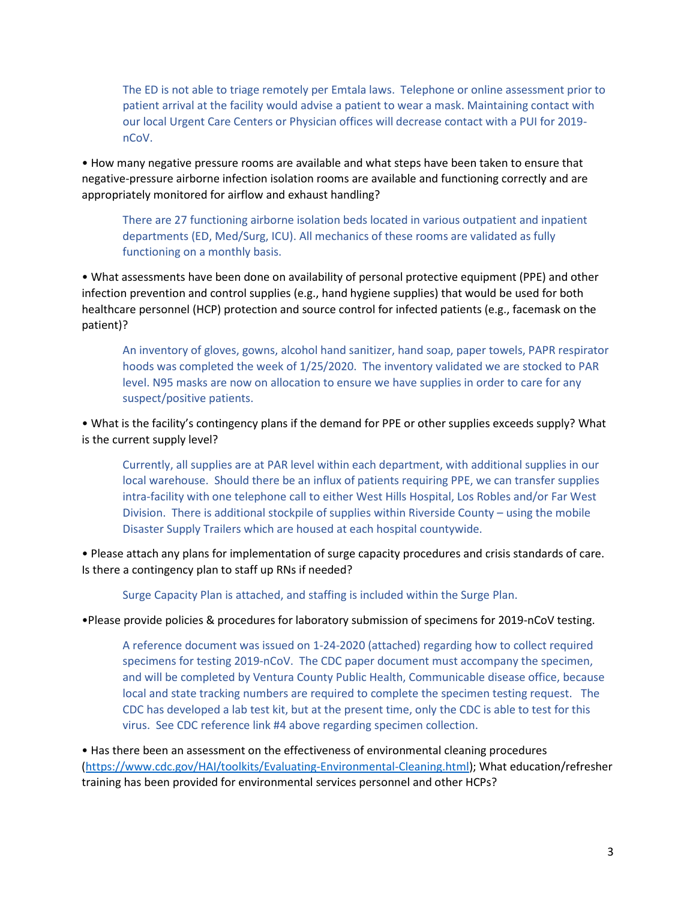The ED is not able to triage remotely per Emtala laws. Telephone or online assessment prior to patient arrival at the facility would advise a patient to wear a mask. Maintaining contact with our local Urgent Care Centers or Physician offices will decrease contact with a PUI for 2019-nCoV.

- How many negative pressure rooms are available and what steps have been taken to ensure that negative-pressure airborne infection isolation rooms are available and functioning correctly and are appropriately monitored for airflow and exhaust handling?

  There are 27 functioning airborne isolation beds located in various outpatient and inpatient departments (ED, Med/Surg, ICU). All mechanics of these rooms are validated as fully functioning on a monthly basis.

- What assessments have been done on availability of personal protective equipment (PPE) and other infection prevention and control supplies (e.g., hand hygiene supplies) that would be used for both healthcare personnel (HCP) protection and source control for infected patients (e.g., facemask on the patient)?

  An inventory of gloves, gowns, alcohol hand sanitizer, hand soap, paper towels, PAPR respirator hoods was completed the week of 1/25/2020. The inventory validated we are stocked to PAR level. N95 masks are now on allocation to ensure we have supplies in order to care for any suspect/positive patients.

- What is the facility's contingency plans if the demand for PPE or other supplies exceeds supply? What is the current supply level?

  Currently, all supplies are at PAR level within each department, with additional supplies in our local warehouse. Should there be an influx of patients requiring PPE, we can transfer supplies intra-facility with one telephone call to either West Hills Hospital, Los Robles and/or Far West Division. There is additional stockpile of supplies within Riverside County – using the mobile Disaster Supply Trailers which are housed at each hospital countywide.

- Please attach any plans for implementation of surge capacity procedures and crisis standards of care. Is there a contingency plan to staff up RNs if needed?

  Surge Capacity Plan is attached, and staffing is included within the Surge Plan.

- Please provide policies & procedures for laboratory submission of specimens for 2019-nCoV testing.

  A reference document was issued on 1-24-2020 (attached) regarding how to collect required specimens for testing 2019-nCoV. The CDC paper document must accompany the specimen, and will be completed by Ventura County Public Health, Communicable disease office, because local and state tracking numbers are required to complete the specimen testing request. The CDC has developed a lab test kit, but at the present time, only the CDC is able to test for this virus. See CDC reference link #4 above regarding specimen collection.

- Has there been an assessment on the effectiveness of environmental cleaning procedures (https://www.cdc.gov/HAI/toolkits/Evaluating-Environmental-Cleaning.html); What education/refresher training has been provided for environmental services personnel and other HCPs?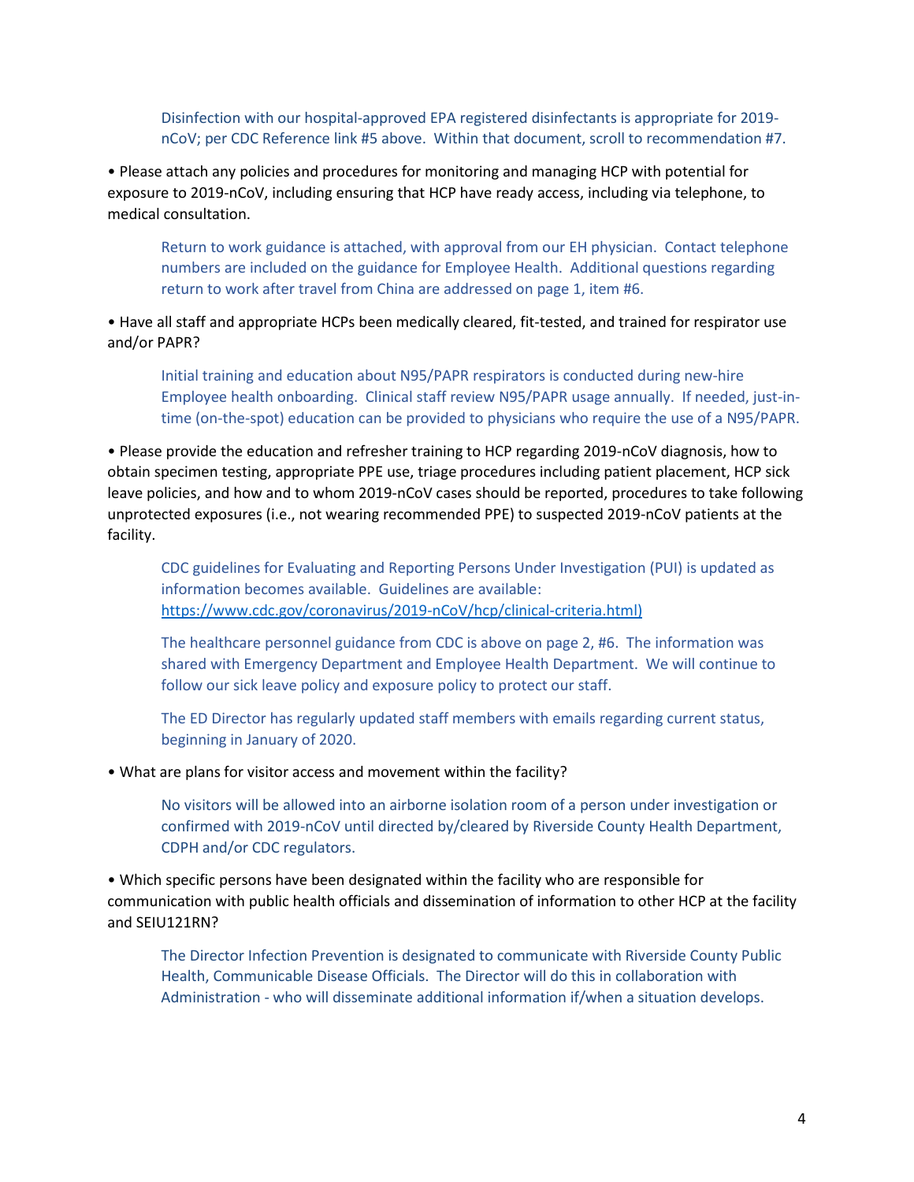Disinfection with our hospital-approved EPA registered disinfectants is appropriate for 2019-nCoV; per CDC Reference link #5 above. Within that document, scroll to recommendation #7.

- Please attach any policies and procedures for monitoring and managing HCP with potential for exposure to 2019-nCoV, including ensuring that HCP have ready access, including via telephone, to medical consultation.

  Return to work guidance is attached, with approval from our EH physician. Contact telephone numbers are included on the guidance for Employee Health. Additional questions regarding return to work after travel from China are addressed on page 1, item #6.

- Have all staff and appropriate HCPs been medically cleared, fit-tested, and trained for respirator use and/or PAPR?

  Initial training and education about N95/PAPR respirators is conducted during new-hire Employee health onboarding. Clinical staff review N95/PAPR usage annually. If needed, just-in-time (on-the-spot) education can be provided to physicians who require the use of a N95/PAPR.

- Please provide the education and refresher training to HCP regarding 2019-nCoV diagnosis, how to obtain specimen testing, appropriate PPE use, triage procedures including patient placement, HCP sick leave policies, and how and to whom 2019-nCoV cases should be reported, procedures to take following unprotected exposures (i.e., not wearing recommended PPE) to suspected 2019-nCoV patients at the facility.

  CDC guidelines for Evaluating and Reporting Persons Under Investigation (PUI) is updated as information becomes available. Guidelines are available: https://www.cdc.gov/coronavirus/2019-nCoV/hcp/clinical-criteria.html)

  The healthcare personnel guidance from CDC is above on page 2, #6. The information was shared with Emergency Department and Employee Health Department. We will continue to follow our sick leave policy and exposure policy to protect our staff.

  The ED Director has regularly updated staff members with emails regarding current status, beginning in January of 2020.

- What are plans for visitor access and movement within the facility?

  No visitors will be allowed into an airborne isolation room of a person under investigation or confirmed with 2019-nCoV until directed by/cleared by Riverside County Health Department, CDPH and/or CDC regulators.

- Which specific persons have been designated within the facility who are responsible for communication with public health officials and dissemination of information to other HCP at the facility and SEIU121RN?

  The Director Infection Prevention is designated to communicate with Riverside County Public Health, Communicable Disease Officials. The Director will do this in collaboration with Administration - who will disseminate additional information if/when a situation develops.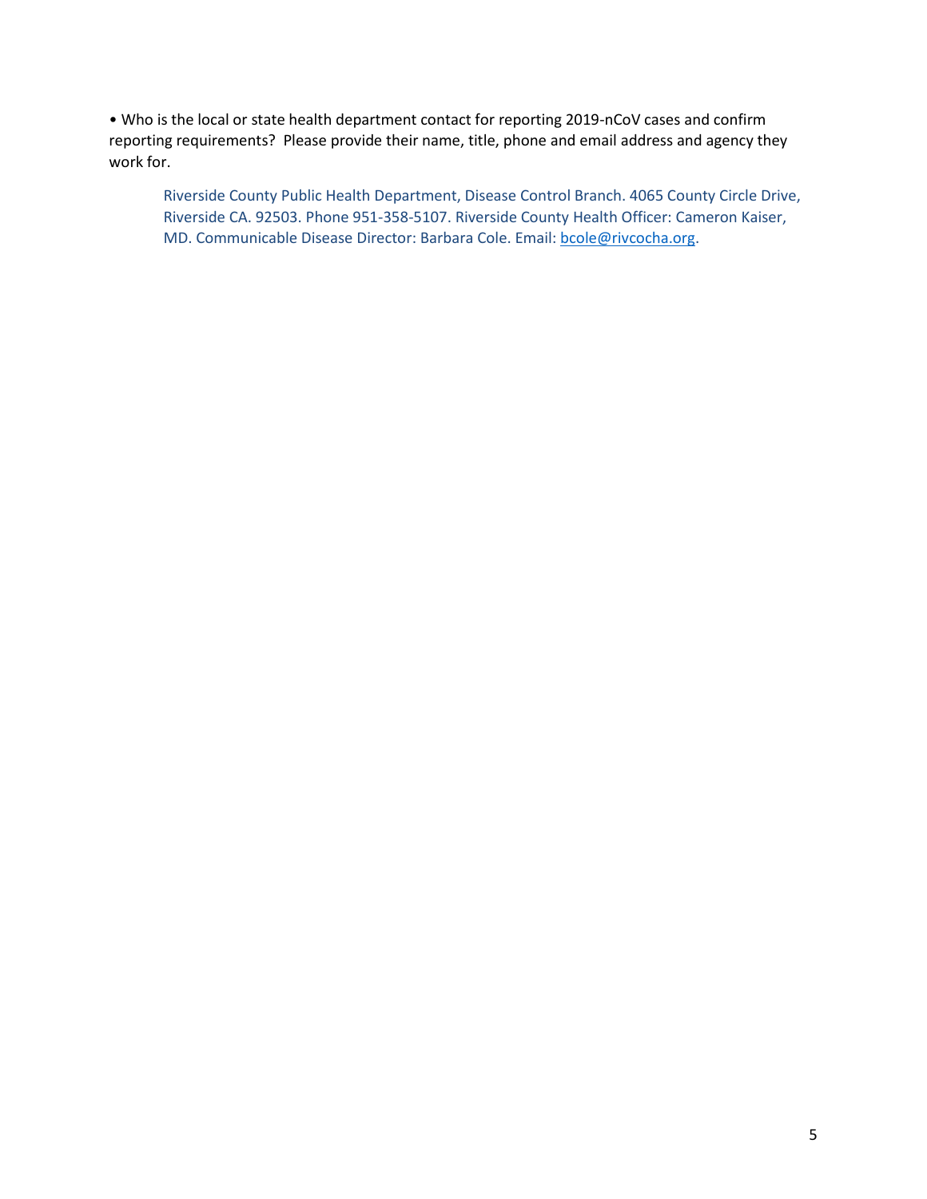- Who is the local or state health department contact for reporting 2019-nCoV cases and confirm reporting requirements? Please provide their name, title, phone and email address and agency they work for.

  Riverside County Public Health Department, Disease Control Branch. 4065 County Circle Drive, Riverside CA. 92503. Phone 951-358-5107. Riverside County Health Officer: Cameron Kaiser, MD. Communicable Disease Director: Barbara Cole. Email: bcole@rivcocha.org.